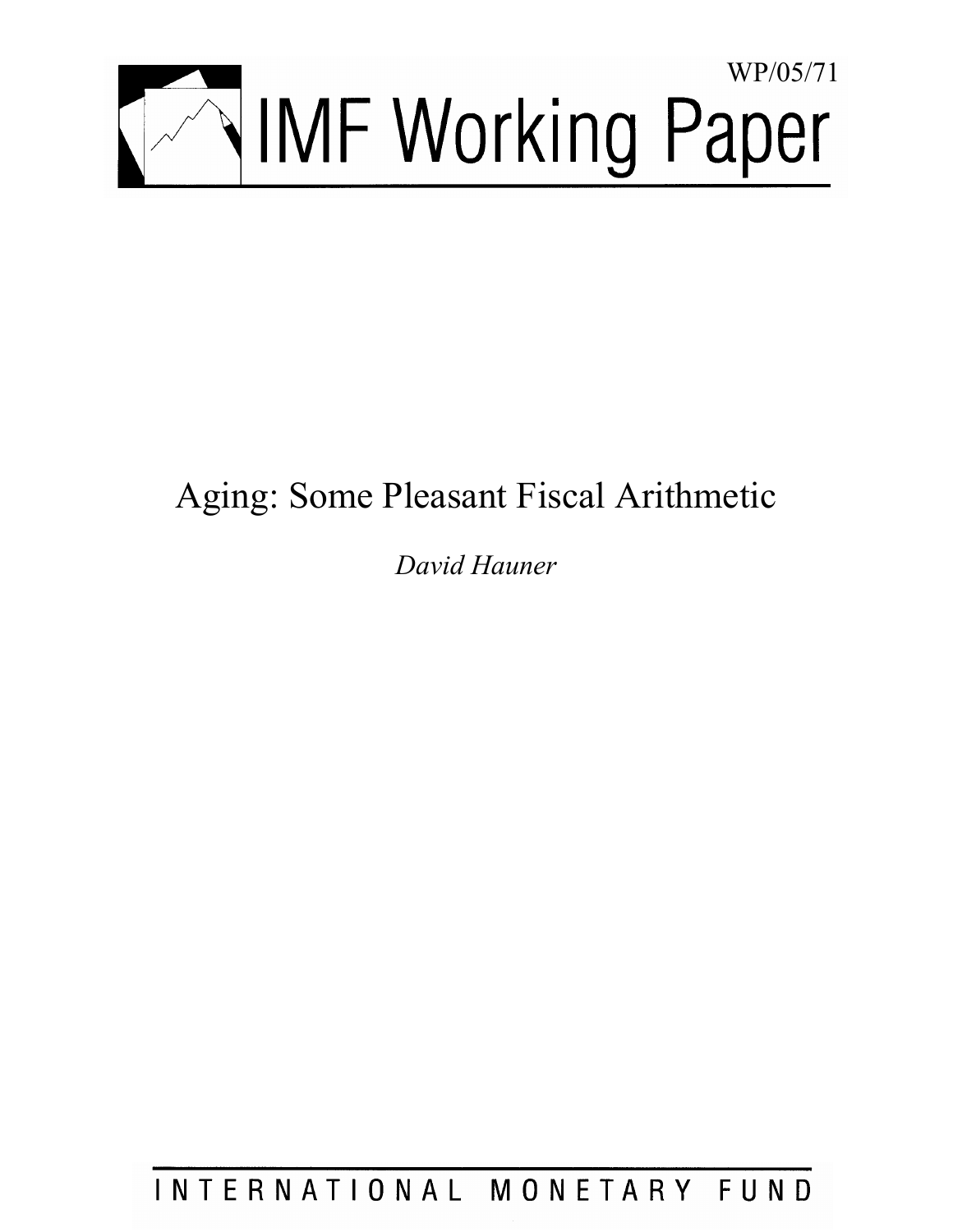WP/05/71

# IMF Working Paper

# Aging: Some Pleasant Fiscal Arithmetic

*David Hauner*

INTERNATIONAL MONETARY FUND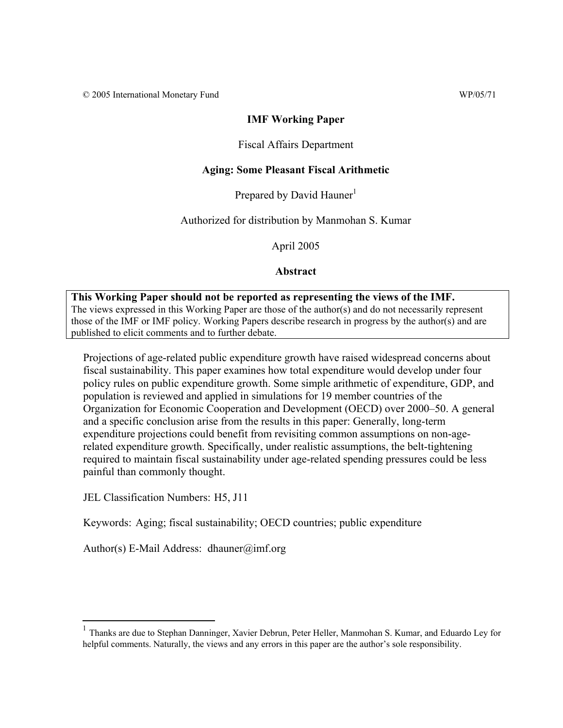© 2005 International Monetary Fund WP/05/71

**IMF Working Paper**

Fiscal Affairs Department

**Aging: Some Pleasant Fiscal Arithmetic**

Prepared by David Hauner[1]

Authorized for distribution by Manmohan S. Kumar

April 2005

**Abstract**

**This Working Paper should not be reported as representing the views of the IMF.**
The views expressed in this Working Paper are those of the author(s) and do not necessarily represent those of the IMF or IMF policy. Working Papers describe research in progress by the author(s) and are published to elicit comments and to further debate.

Projections of age-related public expenditure growth have raised widespread concerns about fiscal sustainability. This paper examines how total expenditure would develop under four policy rules on public expenditure growth. Some simple arithmetic of expenditure, GDP, and population is reviewed and applied in simulations for 19 member countries of the Organization for Economic Cooperation and Development (OECD) over 2000–50. A general and a specific conclusion arise from the results in this paper: Generally, long-term expenditure projections could benefit from revisiting common assumptions on non-age-related expenditure growth. Specifically, under realistic assumptions, the belt-tightening required to maintain fiscal sustainability under age-related spending pressures could be less painful than commonly thought.

JEL Classification Numbers: H5, J11

Keywords: Aging; fiscal sustainability; OECD countries; public expenditure

Author(s) E-Mail Address: dhauner@imf.org

[1] Thanks are due to Stephan Danninger, Xavier Debrun, Peter Heller, Manmohan S. Kumar, and Eduardo Ley for helpful comments. Naturally, the views and any errors in this paper are the author's sole responsibility.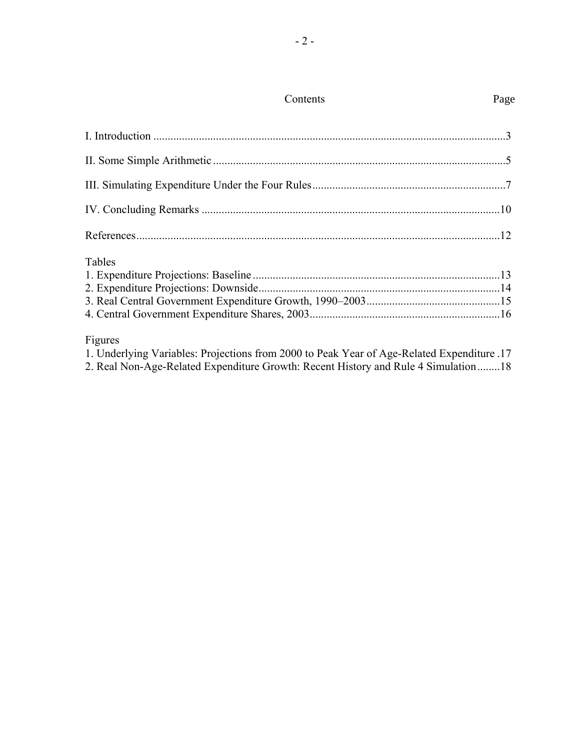Contents Page

I. Introduction ....................................................................................................................3

II. Some Simple Arithmetic ...............................................................................................5

III. Simulating Expenditure Under the Four Rules ...........................................................7

IV. Concluding Remarks ..................................................................................................10

References.......................................................................................................................12

Tables

1. Expenditure Projections: Baseline ..............................................................................13
2. Expenditure Projections: Downside.............................................................................14
3. Real Central Government Expenditure Growth, 1990–2003......................................15
4. Central Government Expenditure Shares, 2003..........................................................16

Figures

1. Underlying Variables: Projections from 2000 to Peak Year of Age-Related Expenditure .17
2. Real Non-Age-Related Expenditure Growth: Recent History and Rule 4 Simulation........18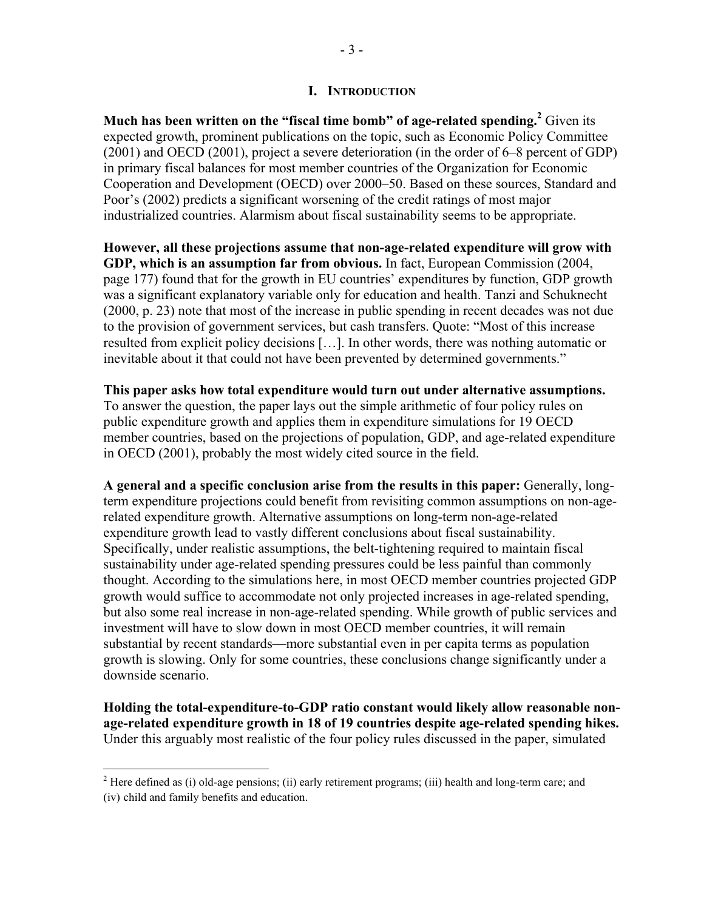# I. Introduction

**Much has been written on the "fiscal time bomb" of age-related spending.**[2] Given its expected growth, prominent publications on the topic, such as Economic Policy Committee (2001) and OECD (2001), project a severe deterioration (in the order of 6–8 percent of GDP) in primary fiscal balances for most member countries of the Organization for Economic Cooperation and Development (OECD) over 2000–50. Based on these sources, Standard and Poor's (2002) predicts a significant worsening of the credit ratings of most major industrialized countries. Alarmism about fiscal sustainability seems to be appropriate.

**However, all these projections assume that non-age-related expenditure will grow with GDP, which is an assumption far from obvious.** In fact, European Commission (2004, page 177) found that for the growth in EU countries' expenditures by function, GDP growth was a significant explanatory variable only for education and health. Tanzi and Schuknecht (2000, p. 23) note that most of the increase in public spending in recent decades was not due to the provision of government services, but cash transfers. Quote: "Most of this increase resulted from explicit policy decisions […]. In other words, there was nothing automatic or inevitable about it that could not have been prevented by determined governments."

**This paper asks how total expenditure would turn out under alternative assumptions.** To answer the question, the paper lays out the simple arithmetic of four policy rules on public expenditure growth and applies them in expenditure simulations for 19 OECD member countries, based on the projections of population, GDP, and age-related expenditure in OECD (2001), probably the most widely cited source in the field.

**A general and a specific conclusion arise from the results in this paper:** Generally, long-term expenditure projections could benefit from revisiting common assumptions on non-age-related expenditure growth. Alternative assumptions on long-term non-age-related expenditure growth lead to vastly different conclusions about fiscal sustainability. Specifically, under realistic assumptions, the belt-tightening required to maintain fiscal sustainability under age-related spending pressures could be less painful than commonly thought. According to the simulations here, in most OECD member countries projected GDP growth would suffice to accommodate not only projected increases in age-related spending, but also some real increase in non-age-related spending. While growth of public services and investment will have to slow down in most OECD member countries, it will remain substantial by recent standards—more substantial even in per capita terms as population growth is slowing. Only for some countries, these conclusions change significantly under a downside scenario.

**Holding the total-expenditure-to-GDP ratio constant would likely allow reasonable non-age-related expenditure growth in 18 of 19 countries despite age-related spending hikes.** Under this arguably most realistic of the four policy rules discussed in the paper, simulated

---

[2] Here defined as (i) old-age pensions; (ii) early retirement programs; (iii) health and long-term care; and (iv) child and family benefits and education.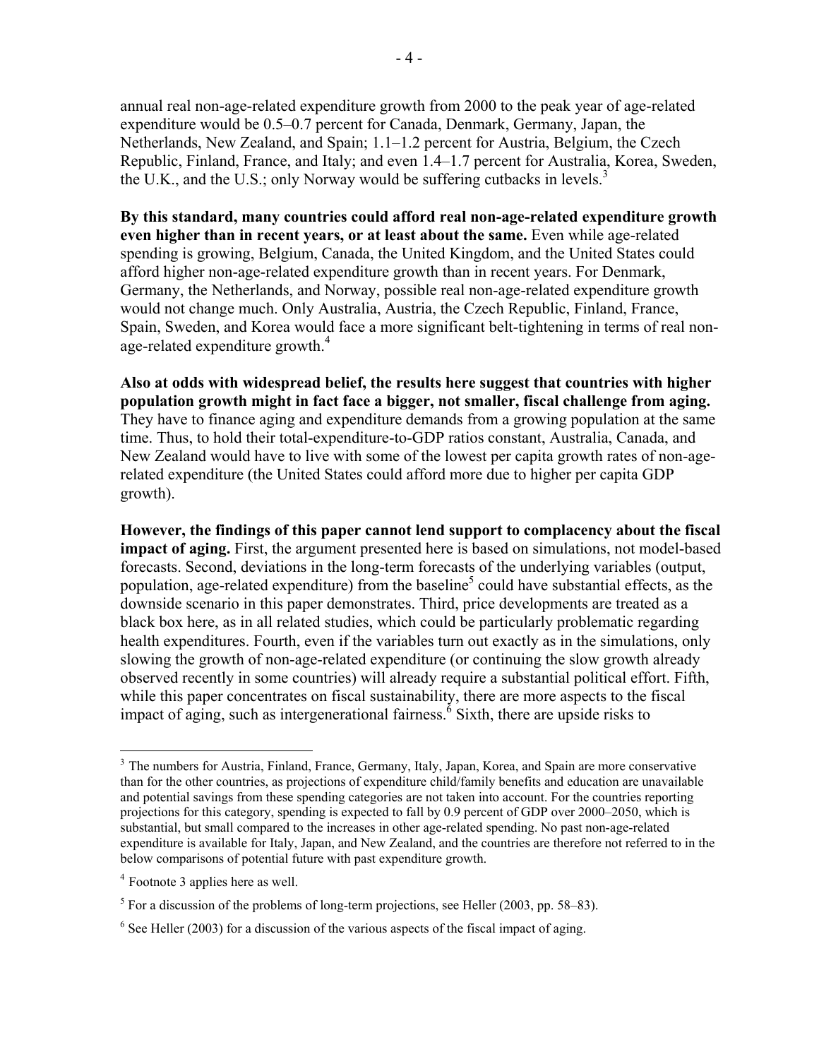annual real non-age-related expenditure growth from 2000 to the peak year of age-related expenditure would be 0.5–0.7 percent for Canada, Denmark, Germany, Japan, the Netherlands, New Zealand, and Spain; 1.1–1.2 percent for Austria, Belgium, the Czech Republic, Finland, France, and Italy; and even 1.4–1.7 percent for Australia, Korea, Sweden, the U.K., and the U.S.; only Norway would be suffering cutbacks in levels.[3]

**By this standard, many countries could afford real non-age-related expenditure growth even higher than in recent years, or at least about the same.** Even while age-related spending is growing, Belgium, Canada, the United Kingdom, and the United States could afford higher non-age-related expenditure growth than in recent years. For Denmark, Germany, the Netherlands, and Norway, possible real non-age-related expenditure growth would not change much. Only Australia, Austria, the Czech Republic, Finland, France, Spain, Sweden, and Korea would face a more significant belt-tightening in terms of real non-age-related expenditure growth.[4]

**Also at odds with widespread belief, the results here suggest that countries with higher population growth might in fact face a bigger, not smaller, fiscal challenge from aging.** They have to finance aging and expenditure demands from a growing population at the same time. Thus, to hold their total-expenditure-to-GDP ratios constant, Australia, Canada, and New Zealand would have to live with some of the lowest per capita growth rates of non-age-related expenditure (the United States could afford more due to higher per capita GDP growth).

**However, the findings of this paper cannot lend support to complacency about the fiscal impact of aging.** First, the argument presented here is based on simulations, not model-based forecasts. Second, deviations in the long-term forecasts of the underlying variables (output, population, age-related expenditure) from the baseline[5] could have substantial effects, as the downside scenario in this paper demonstrates. Third, price developments are treated as a black box here, as in all related studies, which could be particularly problematic regarding health expenditures. Fourth, even if the variables turn out exactly as in the simulations, only slowing the growth of non-age-related expenditure (or continuing the slow growth already observed recently in some countries) will already require a substantial political effort. Fifth, while this paper concentrates on fiscal sustainability, there are more aspects to the fiscal impact of aging, such as intergenerational fairness.[6] Sixth, there are upside risks to

---

[3] The numbers for Austria, Finland, France, Germany, Italy, Japan, Korea, and Spain are more conservative than for the other countries, as projections of expenditure child/family benefits and education are unavailable and potential savings from these spending categories are not taken into account. For the countries reporting projections for this category, spending is expected to fall by 0.9 percent of GDP over 2000–2050, which is substantial, but small compared to the increases in other age-related spending. No past non-age-related expenditure is available for Italy, Japan, and New Zealand, and the countries are therefore not referred to in the below comparisons of potential future with past expenditure growth.

[4] Footnote 3 applies here as well.

[5] For a discussion of the problems of long-term projections, see Heller (2003, pp. 58–83).

[6] See Heller (2003) for a discussion of the various aspects of the fiscal impact of aging.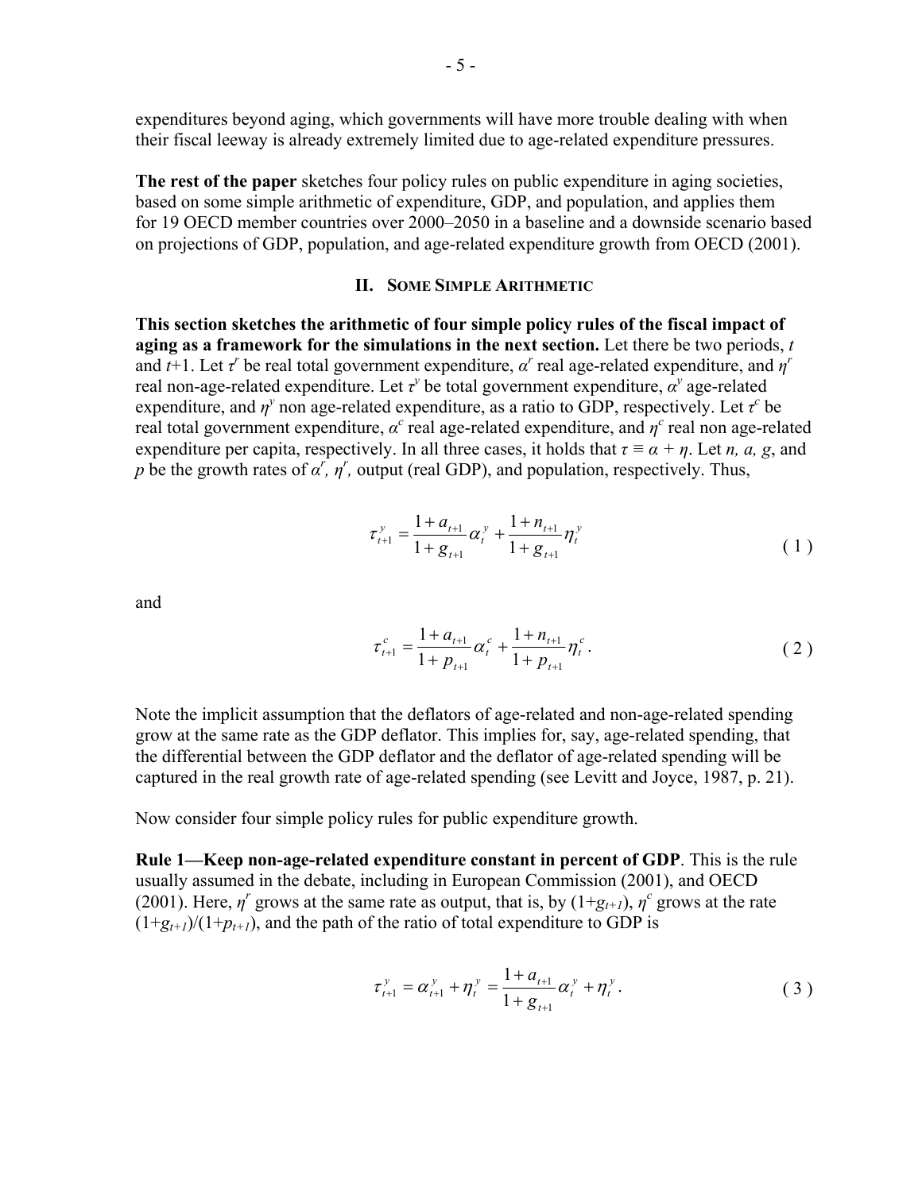expenditures beyond aging, which governments will have more trouble dealing with when their fiscal leeway is already extremely limited due to age-related expenditure pressures.

**The rest of the paper** sketches four policy rules on public expenditure in aging societies, based on some simple arithmetic of expenditure, GDP, and population, and applies them for 19 OECD member countries over 2000–2050 in a baseline and a downside scenario based on projections of GDP, population, and age-related expenditure growth from OECD (2001).

## II. Some Simple Arithmetic

**This section sketches the arithmetic of four simple policy rules of the fiscal impact of aging as a framework for the simulations in the next section.** Let there be two periods, $t$ and $t$+1. Let $\tau^r$ be real total government expenditure, $\alpha^r$ real age-related expenditure, and $\eta^r$ real non-age-related expenditure. Let $\tau^y$ be total government expenditure, $\alpha^y$ age-related expenditure, and $\eta^y$ non age-related expenditure, as a ratio to GDP, respectively. Let $\tau^c$ be real total government expenditure, $\alpha^c$ real age-related expenditure, and $\eta^c$ real non age-related expenditure per capita, respectively. In all three cases, it holds that $\tau \equiv \alpha + \eta$. Let $n$, $a$, $g$, and $p$ be the growth rates of $\alpha^r$, $\eta^r$, output (real GDP), and population, respectively. Thus,

$$\tau_{t+1}^{y} = \frac{1+a_{t+1}}{1+g_{t+1}}\alpha_t^{y} + \frac{1+n_{t+1}}{1+g_{t+1}}\eta_t^{y} \tag{1}$$

and

$$\tau_{t+1}^{c} = \frac{1+a_{t+1}}{1+p_{t+1}}\alpha_t^{c} + \frac{1+n_{t+1}}{1+p_{t+1}}\eta_t^{c}. \tag{2}$$

Note the implicit assumption that the deflators of age-related and non-age-related spending grow at the same rate as the GDP deflator. This implies for, say, age-related spending, that the differential between the GDP deflator and the deflator of age-related spending will be captured in the real growth rate of age-related spending (see Levitt and Joyce, 1987, p. 21).

Now consider four simple policy rules for public expenditure growth.

**Rule 1—Keep non-age-related expenditure constant in percent of GDP**. This is the rule usually assumed in the debate, including in European Commission (2001), and OECD (2001). Here, $\eta^r$ grows at the same rate as output, that is, by $(1+g_{t+1})$, $\eta^c$ grows at the rate $(1+g_{t+1})/(1+p_{t+1})$, and the path of the ratio of total expenditure to GDP is

$$\tau_{t+1}^{y} = \alpha_{t+1}^{y} + \eta_t^{y} = \frac{1+a_{t+1}}{1+g_{t+1}}\alpha_t^{y} + \eta_t^{y}. \tag{3}$$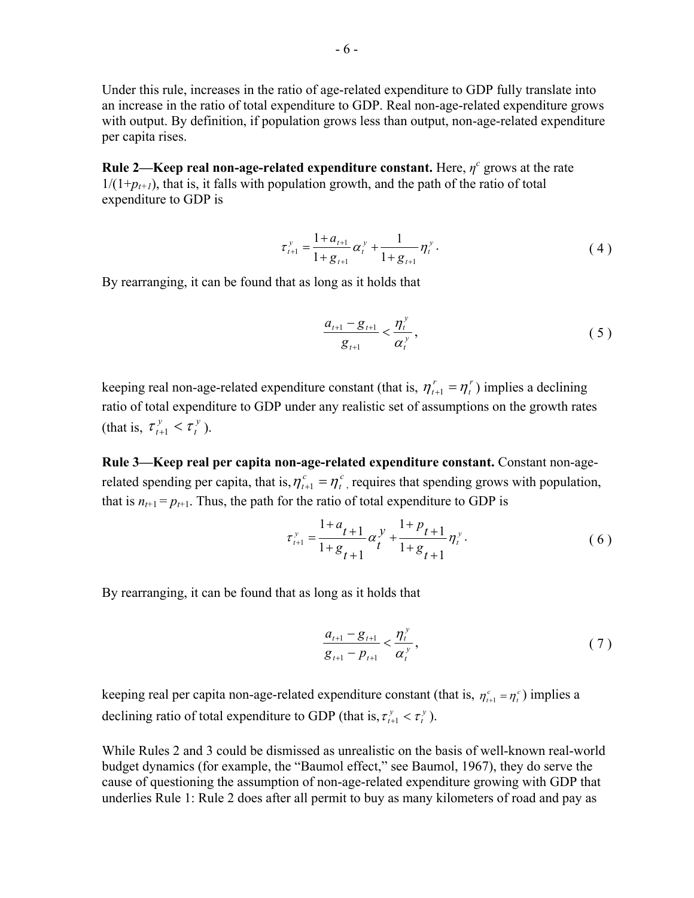Under this rule, increases in the ratio of age-related expenditure to GDP fully translate into an increase in the ratio of total expenditure to GDP. Real non-age-related expenditure grows with output. By definition, if population grows less than output, non-age-related expenditure per capita rises.

**Rule 2—Keep real non-age-related expenditure constant.** Here, $\eta^c$ grows at the rate $1/(1+p_{t+1})$, that is, it falls with population growth, and the path of the ratio of total expenditure to GDP is

$$\tau_{t+1}^{y} = \frac{1+a_{t+1}}{1+g_{t+1}}\alpha_t^{y} + \frac{1}{1+g_{t+1}}\eta_t^{y}. \tag{4}$$

By rearranging, it can be found that as long as it holds that

$$\frac{a_{t+1}-g_{t+1}}{g_{t+1}} < \frac{\eta_t^{y}}{\alpha_t^{y}}, \tag{5}$$

keeping real non-age-related expenditure constant (that is, $\eta_{t+1}^{r} = \eta_t^{r}$) implies a declining ratio of total expenditure to GDP under any realistic set of assumptions on the growth rates (that is, $\tau_{t+1}^{y} < \tau_t^{y}$).

**Rule 3—Keep real per capita non-age-related expenditure constant.** Constant non-age-related spending per capita, that is, $\eta_{t+1}^{c} = \eta_t^{c}$, requires that spending grows with population, that is $n_{t+1} = p_{t+1}$. Thus, the path for the ratio of total expenditure to GDP is

$$\tau_{t+1}^{y} = \frac{1+a_{t+1}}{1+g_{t+1}}\alpha_t^{y} + \frac{1+p_{t+1}}{1+g_{t+1}}\eta_t^{y}. \tag{6}$$

By rearranging, it can be found that as long as it holds that

$$\frac{a_{t+1}-g_{t+1}}{g_{t+1}-p_{t+1}} < \frac{\eta_t^{y}}{\alpha_t^{y}}, \tag{7}$$

keeping real per capita non-age-related expenditure constant (that is, $\eta_{t+1}^{c} = \eta_t^{c}$) implies a declining ratio of total expenditure to GDP (that is, $\tau_{t+1}^{y} < \tau_t^{y}$).

While Rules 2 and 3 could be dismissed as unrealistic on the basis of well-known real-world budget dynamics (for example, the "Baumol effect," see Baumol, 1967), they do serve the cause of questioning the assumption of non-age-related expenditure growing with GDP that underlies Rule 1: Rule 2 does after all permit to buy as many kilometers of road and pay as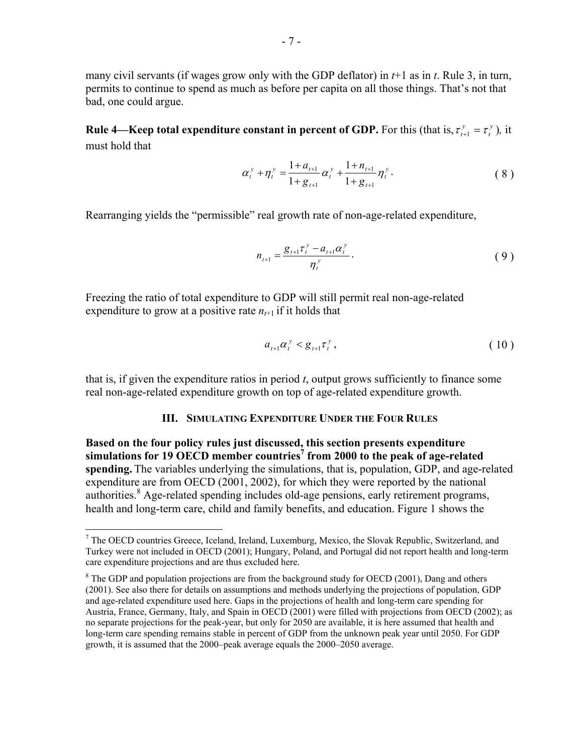many civil servants (if wages grow only with the GDP deflator) in $t$+1 as in $t$. Rule 3, in turn, permits to continue to spend as much as before per capita on all those things. That's not that bad, one could argue.

**Rule 4—Keep total expenditure constant in percent of GDP.** For this (that is, $\tau_{t+1}^{y} = \tau_{t}^{y}$), it must hold that

$$\alpha_t^y + \eta_t^y = \frac{1+a_{t+1}}{1+g_{t+1}}\alpha_t^y + \frac{1+n_{t+1}}{1+g_{t+1}}\eta_t^y . \tag{8}$$

Rearranging yields the "permissible" real growth rate of non-age-related expenditure,

$$n_{t+1} = \frac{g_{t+1}\tau_t^y - a_{t+1}\alpha_t^y}{\eta_t^y} . \tag{9}$$

Freezing the ratio of total expenditure to GDP will still permit real non-age-related expenditure to grow at a positive rate $n_{t+1}$ if it holds that

$$a_{t+1}\alpha_t^y < g_{t+1}\tau_t^y , \tag{10}$$

that is, if given the expenditure ratios in period $t$, output grows sufficiently to finance some real non-age-related expenditure growth on top of age-related expenditure growth.

## III. Simulating Expenditure Under the Four Rules

**Based on the four policy rules just discussed, this section presents expenditure simulations for 19 OECD member countries[7] from 2000 to the peak of age-related spending.** The variables underlying the simulations, that is, population, GDP, and age-related expenditure are from OECD (2001, 2002), for which they were reported by the national authorities.[8] Age-related spending includes old-age pensions, early retirement programs, health and long-term care, child and family benefits, and education. Figure 1 shows the

---

[7] The OECD countries Greece, Iceland, Ireland, Luxemburg, Mexico, the Slovak Republic, Switzerland, and Turkey were not included in OECD (2001); Hungary, Poland, and Portugal did not report health and long-term care expenditure projections and are thus excluded here.

[8] The GDP and population projections are from the background study for OECD (2001), Dang and others (2001). See also there for details on assumptions and methods underlying the projections of population, GDP and age-related expenditure used here. Gaps in the projections of health and long-term care spending for Austria, France, Germany, Italy, and Spain in OECD (2001) were filled with projections from OECD (2002); as no separate projections for the peak-year, but only for 2050 are available, it is here assumed that health and long-term care spending remains stable in percent of GDP from the unknown peak year until 2050. For GDP growth, it is assumed that the 2000–peak average equals the 2000–2050 average.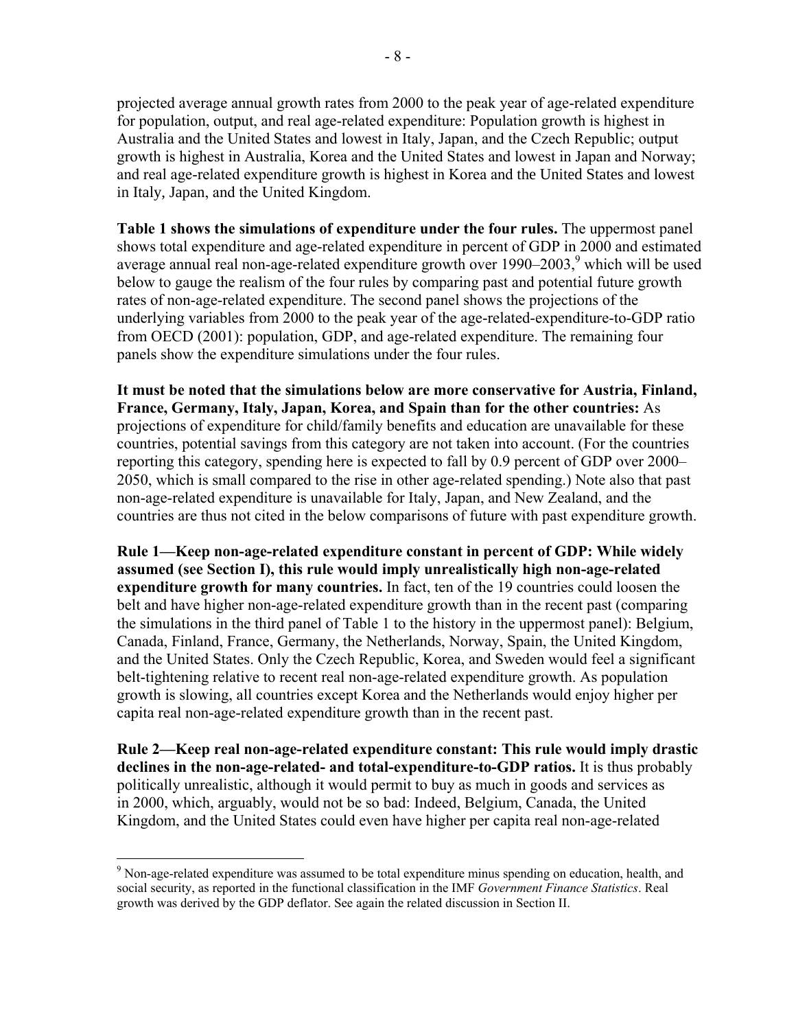projected average annual growth rates from 2000 to the peak year of age-related expenditure for population, output, and real age-related expenditure: Population growth is highest in Australia and the United States and lowest in Italy, Japan, and the Czech Republic; output growth is highest in Australia, Korea and the United States and lowest in Japan and Norway; and real age-related expenditure growth is highest in Korea and the United States and lowest in Italy, Japan, and the United Kingdom.

**Table 1 shows the simulations of expenditure under the four rules.** The uppermost panel shows total expenditure and age-related expenditure in percent of GDP in 2000 and estimated average annual real non-age-related expenditure growth over 1990–2003,[9] which will be used below to gauge the realism of the four rules by comparing past and potential future growth rates of non-age-related expenditure. The second panel shows the projections of the underlying variables from 2000 to the peak year of the age-related-expenditure-to-GDP ratio from OECD (2001): population, GDP, and age-related expenditure. The remaining four panels show the expenditure simulations under the four rules.

**It must be noted that the simulations below are more conservative for Austria, Finland, France, Germany, Italy, Japan, Korea, and Spain than for the other countries:** As projections of expenditure for child/family benefits and education are unavailable for these countries, potential savings from this category are not taken into account. (For the countries reporting this category, spending here is expected to fall by 0.9 percent of GDP over 2000–2050, which is small compared to the rise in other age-related spending.) Note also that past non-age-related expenditure is unavailable for Italy, Japan, and New Zealand, and the countries are thus not cited in the below comparisons of future with past expenditure growth.

**Rule 1—Keep non-age-related expenditure constant in percent of GDP: While widely assumed (see Section I), this rule would imply unrealistically high non-age-related expenditure growth for many countries.** In fact, ten of the 19 countries could loosen the belt and have higher non-age-related expenditure growth than in the recent past (comparing the simulations in the third panel of Table 1 to the history in the uppermost panel): Belgium, Canada, Finland, France, Germany, the Netherlands, Norway, Spain, the United Kingdom, and the United States. Only the Czech Republic, Korea, and Sweden would feel a significant belt-tightening relative to recent real non-age-related expenditure growth. As population growth is slowing, all countries except Korea and the Netherlands would enjoy higher per capita real non-age-related expenditure growth than in the recent past.

**Rule 2—Keep real non-age-related expenditure constant: This rule would imply drastic declines in the non-age-related- and total-expenditure-to-GDP ratios.** It is thus probably politically unrealistic, although it would permit to buy as much in goods and services as in 2000, which, arguably, would not be so bad: Indeed, Belgium, Canada, the United Kingdom, and the United States could even have higher per capita real non-age-related

[9] Non-age-related expenditure was assumed to be total expenditure minus spending on education, health, and social security, as reported in the functional classification in the IMF *Government Finance Statistics*. Real growth was derived by the GDP deflator. See again the related discussion in Section II.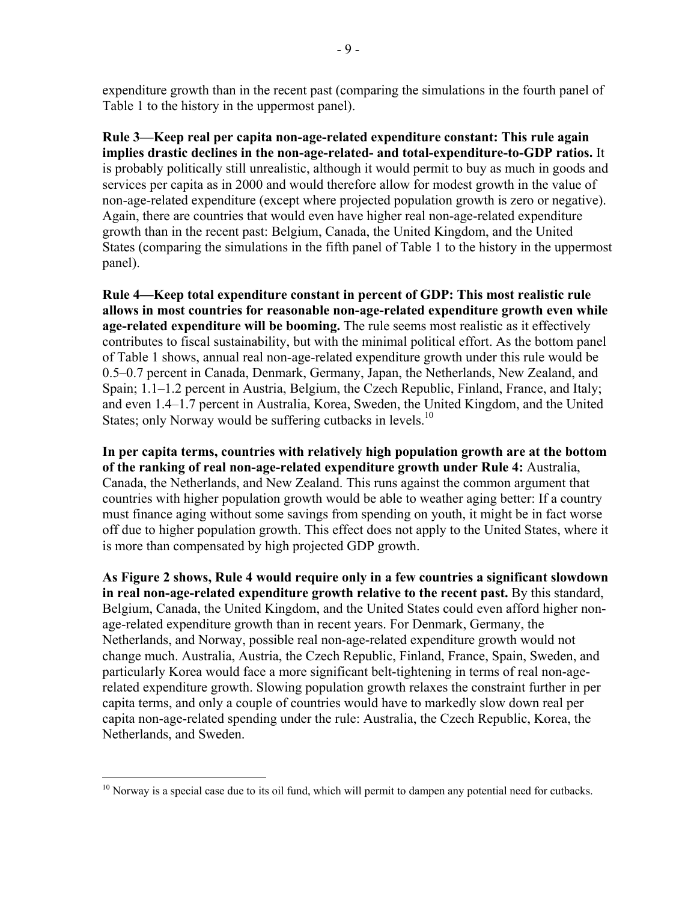expenditure growth than in the recent past (comparing the simulations in the fourth panel of Table 1 to the history in the uppermost panel).

**Rule 3—Keep real per capita non-age-related expenditure constant: This rule again implies drastic declines in the non-age-related- and total-expenditure-to-GDP ratios.** It is probably politically still unrealistic, although it would permit to buy as much in goods and services per capita as in 2000 and would therefore allow for modest growth in the value of non-age-related expenditure (except where projected population growth is zero or negative). Again, there are countries that would even have higher real non-age-related expenditure growth than in the recent past: Belgium, Canada, the United Kingdom, and the United States (comparing the simulations in the fifth panel of Table 1 to the history in the uppermost panel).

**Rule 4—Keep total expenditure constant in percent of GDP: This most realistic rule allows in most countries for reasonable non-age-related expenditure growth even while age-related expenditure will be booming.** The rule seems most realistic as it effectively contributes to fiscal sustainability, but with the minimal political effort. As the bottom panel of Table 1 shows, annual real non-age-related expenditure growth under this rule would be 0.5–0.7 percent in Canada, Denmark, Germany, Japan, the Netherlands, New Zealand, and Spain; 1.1–1.2 percent in Austria, Belgium, the Czech Republic, Finland, France, and Italy; and even 1.4–1.7 percent in Australia, Korea, Sweden, the United Kingdom, and the United States; only Norway would be suffering cutbacks in levels.[10]

**In per capita terms, countries with relatively high population growth are at the bottom of the ranking of real non-age-related expenditure growth under Rule 4:** Australia, Canada, the Netherlands, and New Zealand. This runs against the common argument that countries with higher population growth would be able to weather aging better: If a country must finance aging without some savings from spending on youth, it might be in fact worse off due to higher population growth. This effect does not apply to the United States, where it is more than compensated by high projected GDP growth.

**As Figure 2 shows, Rule 4 would require only in a few countries a significant slowdown in real non-age-related expenditure growth relative to the recent past.** By this standard, Belgium, Canada, the United Kingdom, and the United States could even afford higher non-age-related expenditure growth than in recent years. For Denmark, Germany, the Netherlands, and Norway, possible real non-age-related expenditure growth would not change much. Australia, Austria, the Czech Republic, Finland, France, Spain, Sweden, and particularly Korea would face a more significant belt-tightening in terms of real non-age-related expenditure growth. Slowing population growth relaxes the constraint further in per capita terms, and only a couple of countries would have to markedly slow down real per capita non-age-related spending under the rule: Australia, the Czech Republic, Korea, the Netherlands, and Sweden.

[10] Norway is a special case due to its oil fund, which will permit to dampen any potential need for cutbacks.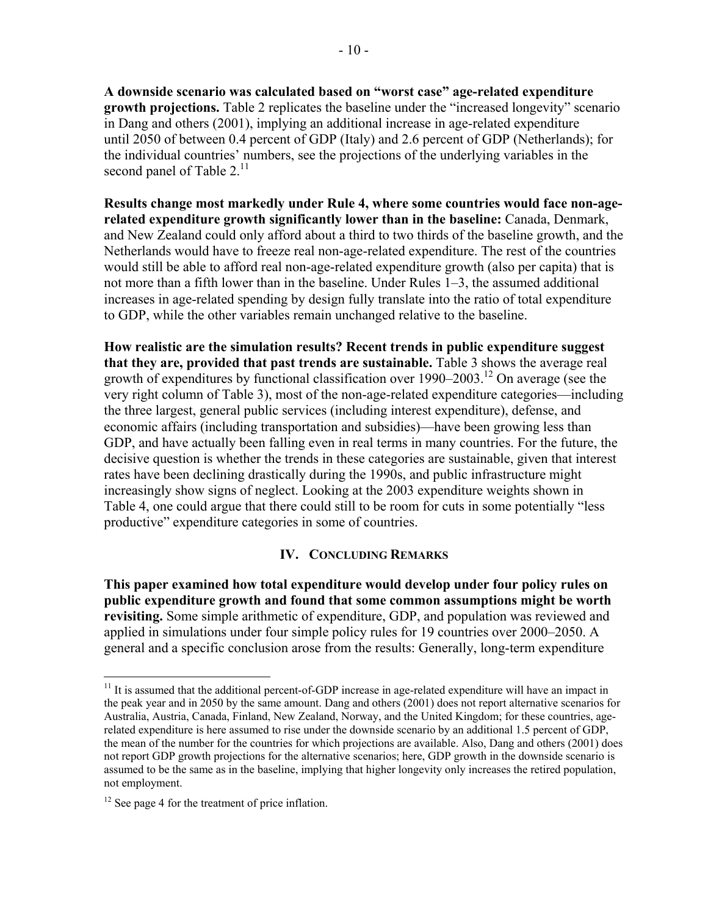**A downside scenario was calculated based on "worst case" age-related expenditure growth projections.** Table 2 replicates the baseline under the "increased longevity" scenario in Dang and others (2001), implying an additional increase in age-related expenditure until 2050 of between 0.4 percent of GDP (Italy) and 2.6 percent of GDP (Netherlands); for the individual countries' numbers, see the projections of the underlying variables in the second panel of Table 2.[11]

**Results change most markedly under Rule 4, where some countries would face non-age-related expenditure growth significantly lower than in the baseline:** Canada, Denmark, and New Zealand could only afford about a third to two thirds of the baseline growth, and the Netherlands would have to freeze real non-age-related expenditure. The rest of the countries would still be able to afford real non-age-related expenditure growth (also per capita) that is not more than a fifth lower than in the baseline. Under Rules 1–3, the assumed additional increases in age-related spending by design fully translate into the ratio of total expenditure to GDP, while the other variables remain unchanged relative to the baseline.

**How realistic are the simulation results? Recent trends in public expenditure suggest that they are, provided that past trends are sustainable.** Table 3 shows the average real growth of expenditures by functional classification over 1990–2003.[12] On average (see the very right column of Table 3), most of the non-age-related expenditure categories—including the three largest, general public services (including interest expenditure), defense, and economic affairs (including transportation and subsidies)—have been growing less than GDP, and have actually been falling even in real terms in many countries. For the future, the decisive question is whether the trends in these categories are sustainable, given that interest rates have been declining drastically during the 1990s, and public infrastructure might increasingly show signs of neglect. Looking at the 2003 expenditure weights shown in Table 4, one could argue that there could still to be room for cuts in some potentially "less productive" expenditure categories in some of countries.

## IV. Concluding Remarks

**This paper examined how total expenditure would develop under four policy rules on public expenditure growth and found that some common assumptions might be worth revisiting.** Some simple arithmetic of expenditure, GDP, and population was reviewed and applied in simulations under four simple policy rules for 19 countries over 2000–2050. A general and a specific conclusion arose from the results: Generally, long-term expenditure

---

[11] It is assumed that the additional percent-of-GDP increase in age-related expenditure will have an impact in the peak year and in 2050 by the same amount. Dang and others (2001) does not report alternative scenarios for Australia, Austria, Canada, Finland, New Zealand, Norway, and the United Kingdom; for these countries, age-related expenditure is here assumed to rise under the downside scenario by an additional 1.5 percent of GDP, the mean of the number for the countries for which projections are available. Also, Dang and others (2001) does not report GDP growth projections for the alternative scenarios; here, GDP growth in the downside scenario is assumed to be the same as in the baseline, implying that higher longevity only increases the retired population, not employment.

[12] See page 4 for the treatment of price inflation.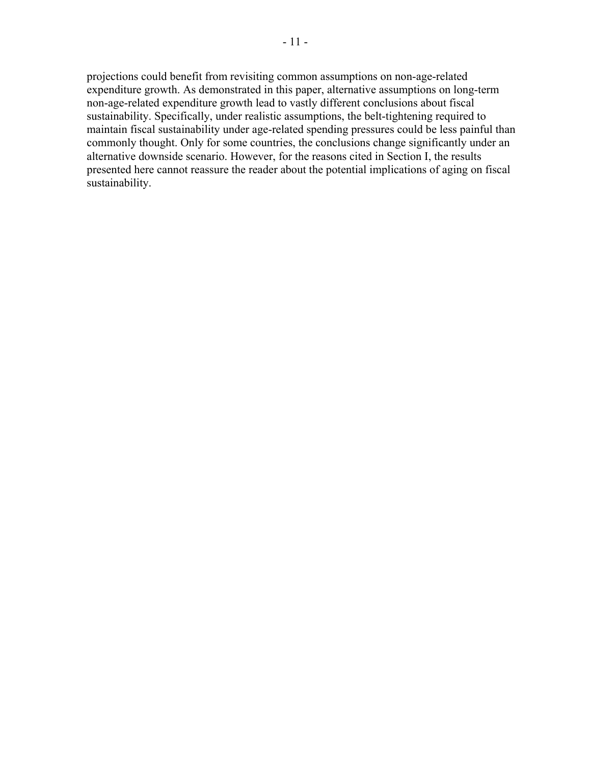projections could benefit from revisiting common assumptions on non-age-related expenditure growth. As demonstrated in this paper, alternative assumptions on long-term non-age-related expenditure growth lead to vastly different conclusions about fiscal sustainability. Specifically, under realistic assumptions, the belt-tightening required to maintain fiscal sustainability under age-related spending pressures could be less painful than commonly thought. Only for some countries, the conclusions change significantly under an alternative downside scenario. However, for the reasons cited in Section I, the results presented here cannot reassure the reader about the potential implications of aging on fiscal sustainability.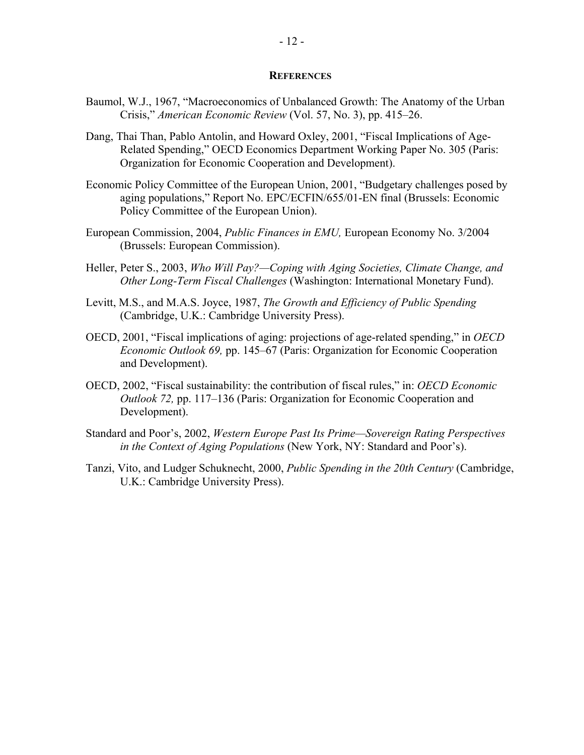## REFERENCES

Baumol, W.J., 1967, "Macroeconomics of Unbalanced Growth: The Anatomy of the Urban Crisis," *American Economic Review* (Vol. 57, No. 3), pp. 415–26.

Dang, Thai Than, Pablo Antolin, and Howard Oxley, 2001, "Fiscal Implications of Age-Related Spending," OECD Economics Department Working Paper No. 305 (Paris: Organization for Economic Cooperation and Development).

Economic Policy Committee of the European Union, 2001, "Budgetary challenges posed by aging populations," Report No. EPC/ECFIN/655/01-EN final (Brussels: Economic Policy Committee of the European Union).

European Commission, 2004, *Public Finances in EMU,* European Economy No. 3/2004 (Brussels: European Commission).

Heller, Peter S., 2003, *Who Will Pay?—Coping with Aging Societies, Climate Change, and Other Long-Term Fiscal Challenges* (Washington: International Monetary Fund).

Levitt, M.S., and M.A.S. Joyce, 1987, *The Growth and Efficiency of Public Spending* (Cambridge, U.K.: Cambridge University Press).

OECD, 2001, "Fiscal implications of aging: projections of age-related spending," in *OECD Economic Outlook 69,* pp. 145–67 (Paris: Organization for Economic Cooperation and Development).

OECD, 2002, "Fiscal sustainability: the contribution of fiscal rules," in: *OECD Economic Outlook 72,* pp. 117–136 (Paris: Organization for Economic Cooperation and Development).

Standard and Poor's, 2002, *Western Europe Past Its Prime—Sovereign Rating Perspectives in the Context of Aging Populations* (New York, NY: Standard and Poor's).

Tanzi, Vito, and Ludger Schuknecht, 2000, *Public Spending in the 20th Century* (Cambridge, U.K.: Cambridge University Press).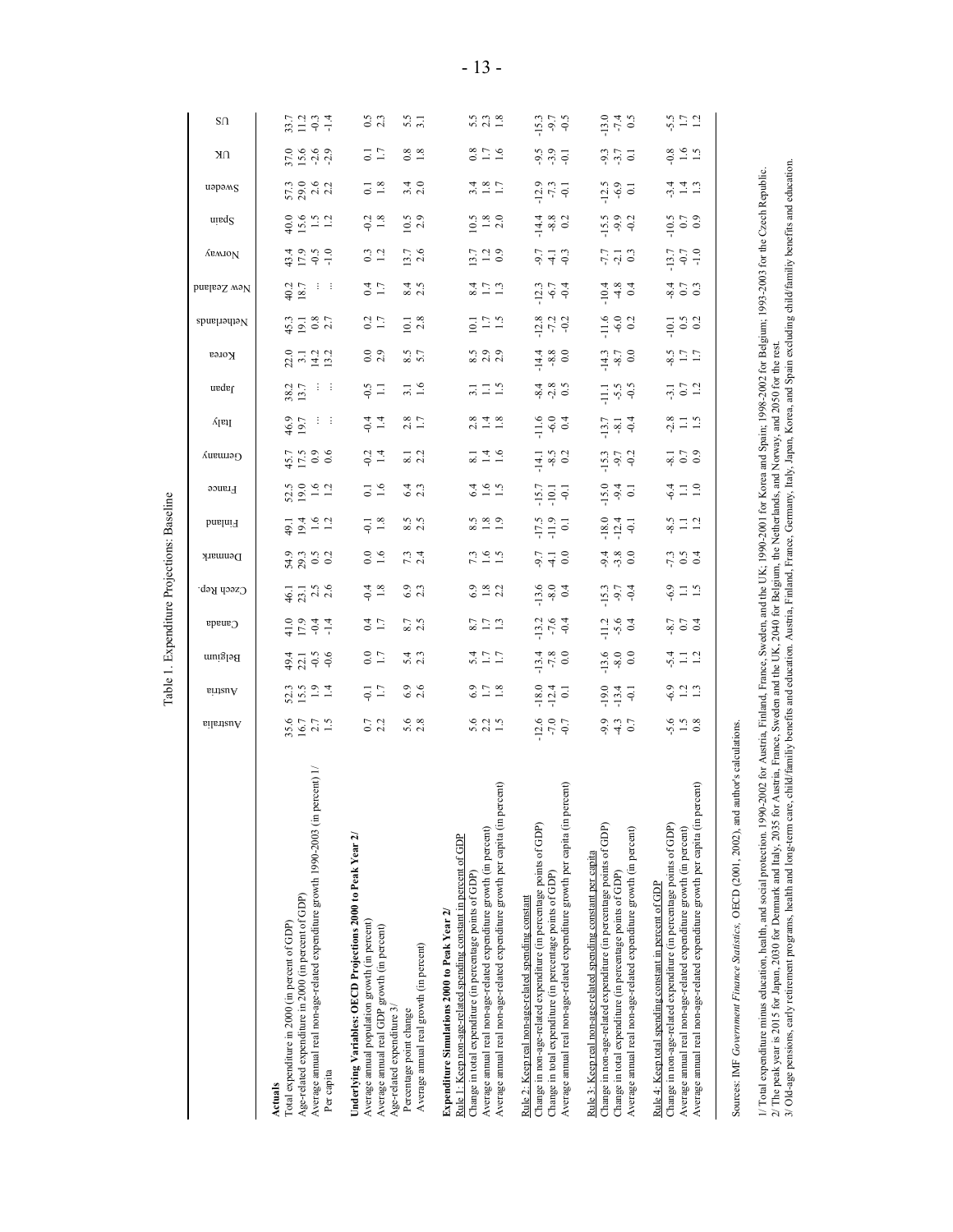## Table 1. Expenditure Projections: Baseline

| | Australia | Austria | Belgium | Canada | Czech Rep. | Denmark | Finland | France | Germany | Italy | Japan | Korea | Netherlands | New Zealand | Norway | Spain | Sweden | UK | US |
|---|---|---|---|---|---|---|---|---|---|---|---|---|---|---|---|---|---|---|---|
| **Actuals** | | | | | | | | | | | | | | | | | | | |
| Total expenditure in 2000 (in percent of GDP) | 35.6 | 52.3 | 49.4 | 41.0 | 46.1 | 54.9 | 49.1 | 52.5 | 45.7 | 46.9 | 38.2 | 22.0 | 45.3 | 40.2 | 43.4 | 40.0 | 57.3 | 37.0 | 33.7 |
| Age-related expenditure in 2000 (in percent of GDP) | 16.7 | 15.5 | 22.1 | 17.9 | 23.1 | 29.3 | 19.4 | 19.0 | 17.5 | 19.7 | 13.7 | 3.1 | 19.1 | 18.7 | 17.9 | 15.6 | 29.0 | 15.6 | 11.2 |
| Average annual real non-age-related expenditure growth 1990-2003 (in percent) 1/ | 2.7 | 1.9 | -0.5 | -0.4 | 2.5 | 0.5 | 1.6 | 1.6 | 0.9 | ... | ... | 14.2 | 0.8 | ... | -0.5 | 1.5 | 2.6 | -2.6 | -0.3 |
| Per capita | 1.5 | 1.4 | -0.6 | -1.4 | 2.6 | 0.2 | 1.2 | 1.2 | 0.6 | ... | ... | 13.2 | 2.7 | ... | -1.0 | 1.2 | 2.2 | -2.9 | -1.4 |
| **Underlying Variables: OECD Projections 2000 to Peak Year 2/** | | | | | | | | | | | | | | | | | | | |
| Average annual population growth (in percent) | 0.7 | -0.1 | 0.0 | 0.4 | -0.4 | 0.0 | -0.1 | 0.1 | -0.2 | -0.4 | -0.5 | 0.0 | 0.2 | 0.4 | 0.3 | -0.2 | 0.1 | 0.1 | 0.5 |
| Average annual real GDP growth (in percent) | 2.2 | 1.7 | 1.7 | 1.7 | 1.8 | 1.6 | 1.8 | 1.6 | 1.4 | 1.4 | 1.1 | 2.9 | 1.7 | 1.7 | 1.2 | 1.8 | 1.8 | 1.7 | 2.3 |
| Age-related expenditure 3/ | | | | | | | | | | | | | | | | | | | |
| Percentage point change | 5.6 | 6.9 | 5.4 | 8.7 | 6.9 | 7.3 | 8.5 | 6.4 | 8.1 | 2.8 | 3.1 | 8.5 | 10.1 | 8.4 | 13.7 | 10.5 | 3.4 | 0.8 | 5.5 |
| Average annual real growth (in percent) | 2.8 | 2.6 | 2.3 | 2.5 | 2.3 | 2.4 | 2.5 | 2.3 | 2.2 | 1.7 | 1.6 | 5.7 | 2.8 | 2.5 | 2.6 | 2.9 | 2.0 | 1.8 | 3.1 |
| **Expenditure Simulations 2000 to Peak Year 2/** | | | | | | | | | | | | | | | | | | | |
| Rule 1: Keep non-age-related spending constant in percent of GDP | | | | | | | | | | | | | | | | | | | |
| Change in total expenditure (in percentage points of GDP) | 5.6 | 6.9 | 5.4 | 8.7 | 6.9 | 7.3 | 8.5 | 6.4 | 8.1 | 2.8 | 3.1 | 8.5 | 10.1 | 8.4 | 13.7 | 10.5 | 3.4 | 0.8 | 5.5 |
| Average annual real non-age-related expenditure growth (in percent) | 2.2 | 1.7 | 1.7 | 1.7 | 1.8 | 1.6 | 1.8 | 1.6 | 1.4 | 1.4 | 1.1 | 2.9 | 1.7 | 1.7 | 1.2 | 1.8 | 1.8 | 1.7 | 2.3 |
| Average annual real non-age-related expenditure growth per capita (in percent) | 1.5 | 1.8 | 1.7 | 1.3 | 2.2 | 1.5 | 1.9 | 1.5 | 1.6 | 1.8 | 1.5 | 2.9 | 1.5 | 1.3 | 0.9 | 2.0 | 1.7 | 1.6 | 1.8 |
| Rule 2: Keep real non-age-related spending constant | | | | | | | | | | | | | | | | | | | |
| Change in non-age-related expenditure (in percentage points of GDP) | -12.6 | -18.0 | -13.4 | -13.2 | -13.6 | -9.7 | -17.5 | -15.7 | -14.1 | -11.6 | -8.4 | -14.4 | -12.8 | -12.3 | -9.7 | -14.4 | -12.9 | -9.5 | -15.3 |
| Change in total expenditure (in percentage points of GDP) | -7.0 | -12.4 | -7.8 | -7.6 | -8.0 | -4.1 | -11.9 | -10.1 | -8.5 | -6.0 | -2.8 | -8.8 | -7.2 | -6.7 | -4.1 | -8.8 | -7.3 | -3.9 | -9.7 |
| Average annual real non-age-related expenditure growth per capita (in percent) | -0.7 | 0.1 | 0.0 | -0.4 | 0.4 | 0.0 | 0.1 | -0.1 | 0.2 | 0.4 | 0.5 | 0.0 | -0.2 | -0.4 | -0.3 | 0.2 | -0.1 | -0.1 | -0.5 |
| Rule 3: Keep real non-age-related spending constant per capita | | | | | | | | | | | | | | | | | | | |
| Change in non-age-related expenditure (in percentage points of GDP) | -9.9 | -19.0 | -13.6 | -11.2 | -15.3 | -9.4 | -18.0 | -15.0 | -15.3 | -13.7 | -11.1 | -14.3 | -11.6 | -10.4 | -7.7 | -15.5 | -12.5 | -9.3 | -13.0 |
| Change in total expenditure (in percentage points of GDP) | -4.3 | -13.4 | -8.0 | -5.6 | -9.7 | -3.8 | -12.4 | -9.4 | -9.7 | -8.1 | -5.5 | -8.7 | -6.0 | -4.8 | -2.1 | -9.9 | -6.9 | -3.7 | -7.4 |
| Average annual real non-age-related expenditure growth (in percent) | 0.7 | -0.1 | 0.0 | 0.4 | -0.4 | 0.0 | -0.1 | 0.1 | -0.2 | -0.4 | -0.5 | 0.0 | 0.2 | 0.4 | 0.3 | -0.2 | 0.1 | 0.1 | 0.5 |
| Rule 4: Keep total spending constant in percent of GDP | | | | | | | | | | | | | | | | | | | |
| Change in non-age-related expenditure (in percentage points of GDP) | -5.6 | -6.9 | -5.4 | -8.7 | -6.9 | -7.3 | -8.5 | -6.4 | -8.1 | -2.8 | -3.1 | -8.5 | -10.1 | -8.4 | -13.7 | -10.5 | -3.4 | -0.8 | -5.5 |
| Average annual real non-age-related expenditure growth (in percent) | 1.5 | 1.2 | 1.1 | 0.7 | 1.1 | 0.5 | 1.1 | 1.1 | 0.7 | 1.1 | 0.7 | 1.7 | 0.5 | 0.7 | -0.7 | 0.7 | 1.4 | 1.6 | 1.7 |
| Average annual real non-age-related expenditure growth per capita (in percent) | 0.8 | 1.3 | 1.2 | 0.4 | 1.5 | 0.4 | 1.2 | 1.0 | 0.9 | 1.5 | 1.2 | 1.7 | 0.2 | 0.3 | -1.0 | 0.9 | 1.3 | 1.5 | 1.2 |

Sources: IMF *Government Finance Statistics*, OECD (2001, 2002), and author's calculations.

1/ Total expenditure minus education, health, and social protection. 1990-2002 for Austria, Finland, France, Sweden and the UK; 1990-2001 for Korea and Spain; 1998-2002 for Belgium; 1993-2003 for the Czech Republic.
2/ The peak year is 2015 for Japan, 2030 for Denmark and Italy, 2035 for Austria, France, Sweden and the UK, 2040 for Belgium, the Netherlands, and Norway, and 2050 for the rest.
3/ Old-age pensions, early retirement programs, health and long-term care, child/family benefits and education. Austria, Finland, France, Germany, Italy, Japan, Korea, and Spain excluding child/family benefits and education.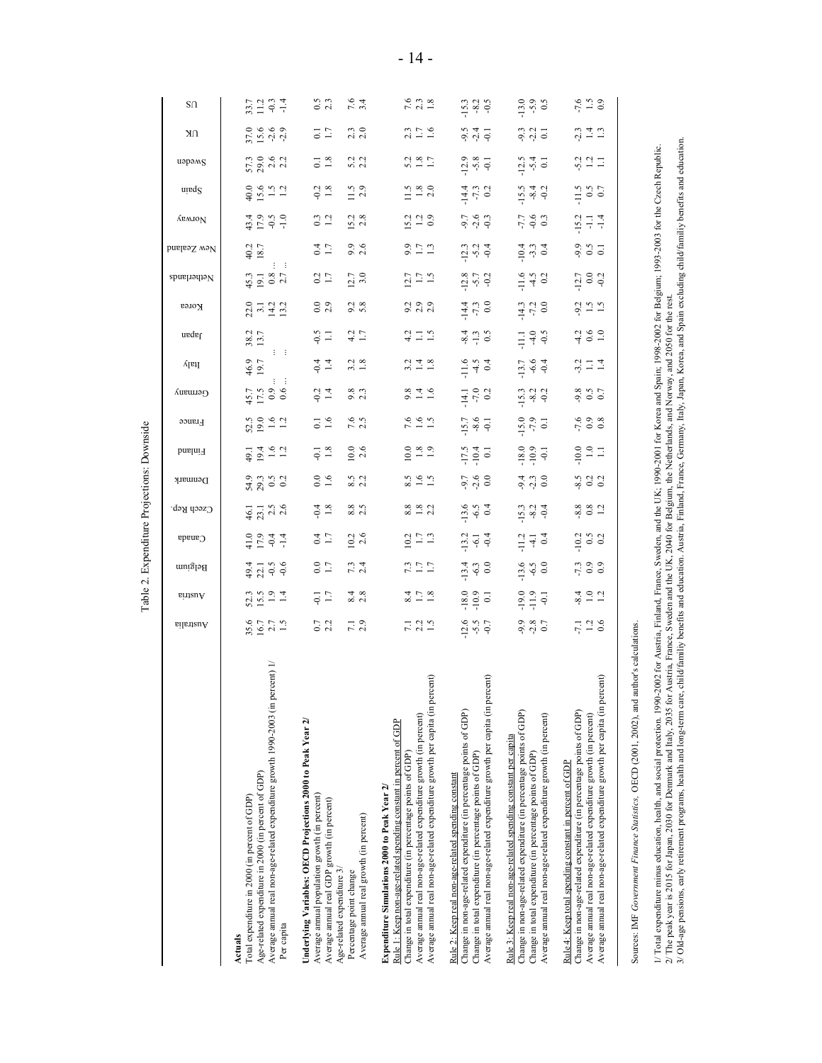Table 2. Expenditure Projections: Downside

| | Australia | Austria | Belgium | Canada | Czech Rep. | Denmark | Finland | France | Germany | Italy | Japan | Korea | Netherlands | New Zealand | Norway | Spain | Sweden | UK | US |
|---|---|---|---|---|---|---|---|---|---|---|---|---|---|---|---|---|---|---|---|
| **Actuals** | | | | | | | | | | | | | | | | | | | |
| Total expenditure in 2000 (in percent of GDP) | 35.6 | 52.3 | 49.4 | 41.0 | 46.1 | 54.9 | 49.1 | 52.5 | 45.7 | 46.9 | 38.2 | 22.0 | 45.3 | 40.2 | 43.4 | 40.0 | 57.3 | 37.0 | 33.7 |
| Age-related expenditure in 2000 (in percent of GDP) | 16.7 | 15.5 | 22.1 | 17.9 | 23.1 | 29.3 | 19.4 | 19.0 | 17.5 | 19.7 | 13.7 | 3.1 | 19.1 | 18.7 | 17.9 | 15.6 | 29.0 | 15.6 | 11.2 |
| Average annual real non-age-related expenditure growth 1990-2003 (in percent) 1/ | 2.7 | 1.9 | -0.5 | -0.4 | 2.5 | 0.5 | 1.6 | 1.6 | 0.9 | ... | ... | 14.2 | 0.8 | ... | -0.5 | 1.5 | 2.6 | -2.6 | -0.3 |
| Per capita | 1.5 | 1.4 | -0.6 | -1.4 | 2.6 | 0.2 | 1.2 | 1.2 | 0.6 | ... | ... | 13.2 | 2.7 | ... | -1.0 | 1.2 | 2.2 | -2.9 | -1.4 |
| **Underlying Variables: OECD Projections 2000 to Peak Year 2/** | | | | | | | | | | | | | | | | | | | |
| Average annual population growth (in percent) | 0.7 | -0.1 | 0.0 | 0.4 | -0.4 | 0.0 | -0.1 | 0.1 | -0.2 | -0.4 | -0.5 | 0.0 | 0.2 | 0.4 | 0.3 | -0.2 | 0.1 | 0.1 | 0.5 |
| Average annual real GDP growth (in percent) | 2.2 | 1.7 | 1.7 | 1.7 | 1.8 | 1.6 | 1.8 | 1.6 | 1.4 | 1.4 | 1.1 | 2.9 | 1.7 | 1.7 | 1.2 | 1.8 | 1.8 | 1.7 | 2.3 |
| Age-related expenditure 3/ | | | | | | | | | | | | | | | | | | | |
| Percentage point change | 7.1 | 8.4 | 7.3 | 10.2 | 8.8 | 8.5 | 10.0 | 7.6 | 9.8 | 3.2 | 4.2 | 9.2 | 12.7 | 9.9 | 15.2 | 11.5 | 5.2 | 2.3 | 7.6 |
| Average annual real growth (in percent) | 2.9 | 2.8 | 2.4 | 2.6 | 2.5 | 2.2 | 2.6 | 2.5 | 2.3 | 1.8 | 1.7 | 5.8 | 3.0 | 2.6 | 2.8 | 2.9 | 2.2 | 2.0 | 3.4 |
| **Expenditure Simulations 2000 to Peak Year 2/** | | | | | | | | | | | | | | | | | | | |
| Rule 1: Keep non-age-related spending constant in percent of GDP | | | | | | | | | | | | | | | | | | | |
| Change in total expenditure (in percentage points of GDP) | 7.1 | 8.4 | 7.3 | 10.2 | 8.8 | 8.5 | 10.0 | 7.6 | 9.8 | 3.2 | 4.2 | 9.2 | 12.7 | 9.9 | 15.2 | 11.5 | 5.2 | 2.3 | 7.6 |
| Average annual real non-age-related expenditure growth (in percent) | 2.2 | 1.7 | 1.7 | 1.7 | 1.8 | 1.6 | 1.8 | 1.6 | 1.4 | 1.4 | 1.1 | 2.9 | 1.7 | 1.7 | 1.2 | 1.8 | 1.8 | 1.7 | 2.3 |
| Average annual real non-age-related expenditure growth per capita (in percent) | 1.5 | 1.8 | 1.7 | 1.3 | 2.2 | 1.5 | 1.9 | 1.5 | 1.6 | 1.8 | 1.5 | 2.9 | 1.5 | 1.3 | 0.9 | 2.0 | 1.7 | 1.6 | 1.8 |
| Rule 2: Keep real non-age-related spending constant | | | | | | | | | | | | | | | | | | | |
| Change in non-age-related expenditure (in percentage points of GDP) | -12.6 | -18.0 | -13.4 | -13.2 | -13.6 | -9.7 | -17.5 | -15.7 | -14.1 | -11.6 | -8.4 | -14.4 | -12.8 | -12.3 | -9.7 | -14.4 | -12.9 | -9.5 | -15.3 |
| Change in total expenditure (in percentage points of GDP) | -5.5 | -10.9 | -6.3 | -6.1 | -6.5 | -2.6 | -10.4 | -8.6 | -7.0 | -4.5 | -1.3 | -7.3 | -5.7 | -5.2 | -2.6 | -7.3 | -5.8 | -2.4 | -8.2 |
| Average annual real non-age-related expenditure growth per capita (in percent) | -0.7 | 0.1 | 0.0 | -0.4 | 0.4 | 0.0 | 0.1 | -0.1 | 0.2 | 0.4 | 0.5 | 0.0 | -0.2 | -0.4 | -0.3 | 0.2 | -0.1 | -0.1 | -0.5 |
| Rule 3: Keep real non-age-related spending constant per capita | | | | | | | | | | | | | | | | | | | |
| Change in non-age-related expenditure (in percentage points of GDP) | -9.9 | -19.0 | -13.6 | -11.2 | -15.3 | -9.4 | -18.0 | -15.0 | -15.3 | -13.7 | -11.1 | -14.3 | -11.6 | -10.4 | -7.7 | -15.5 | -12.5 | -9.3 | -13.0 |
| Change in total expenditure (in percentage points of GDP) | -2.8 | -11.9 | -6.5 | -4.1 | -8.2 | -2.3 | -10.9 | -7.9 | -8.2 | -6.6 | -4.0 | -7.2 | -4.5 | -3.3 | -0.6 | -8.4 | -5.4 | -2.2 | -5.9 |
| Average annual real non-age-related expenditure growth (in percent) | 0.7 | -0.1 | 0.0 | 0.4 | -0.4 | 0.0 | -0.1 | 0.1 | -0.2 | -0.4 | -0.5 | 0.0 | 0.2 | 0.4 | 0.3 | -0.2 | 0.1 | 0.1 | 0.5 |
| Rule 4: Keep total spending constant in percent of GDP | | | | | | | | | | | | | | | | | | | |
| Change in non-age-related expenditure (in percentage points of GDP) | -7.1 | -8.4 | -7.3 | -10.2 | -8.8 | -8.5 | -10.0 | -7.6 | -9.8 | -3.2 | -4.2 | -9.2 | -12.7 | -9.9 | -15.2 | -11.5 | -5.2 | -2.3 | -7.6 |
| Average annual real non-age-related expenditure growth (in percent) | 1.2 | 1.0 | 0.9 | 0.5 | 0.8 | 0.2 | 1.0 | 0.9 | 0.5 | 1.1 | 0.6 | 1.5 | 0.0 | 0.5 | -1.1 | 0.5 | 1.2 | 1.4 | 1.5 |
| Average annual real non-age-related expenditure growth per capita (in percent) | 0.6 | 1.2 | 0.9 | 0.2 | 1.2 | 0.2 | 1.1 | 0.8 | 0.7 | 1.4 | 1.0 | 1.5 | -0.2 | 0.1 | -1.4 | 0.7 | 1.1 | 1.3 | 0.9 |

Sources: IMF *Government Finance Statistics*, OECD (2001, 2002), and author's calculations.

1/ Total expenditure minus education, health, and social protection. 1990-2002 for Austria, Finland, France, Sweden and the UK; 1990-2001 for Korea and Spain; 1998-2002 for Belgium; 1993-2003 for the Czech Republic.
2/ The peak year is 2015 for Japan, 2030 for Denmark and Italy, 2035 for Austria, France, Sweden and the UK, 2040 for Belgium, the Netherlands, and Norway, and 2050 for the rest.
3/ Old-age pensions, early retirement programs, health and long-term care, child/family benefits and education. Austria, Finland, France, Germany, Italy, Japan, Korea, and Spain excluding child/family benefits and education.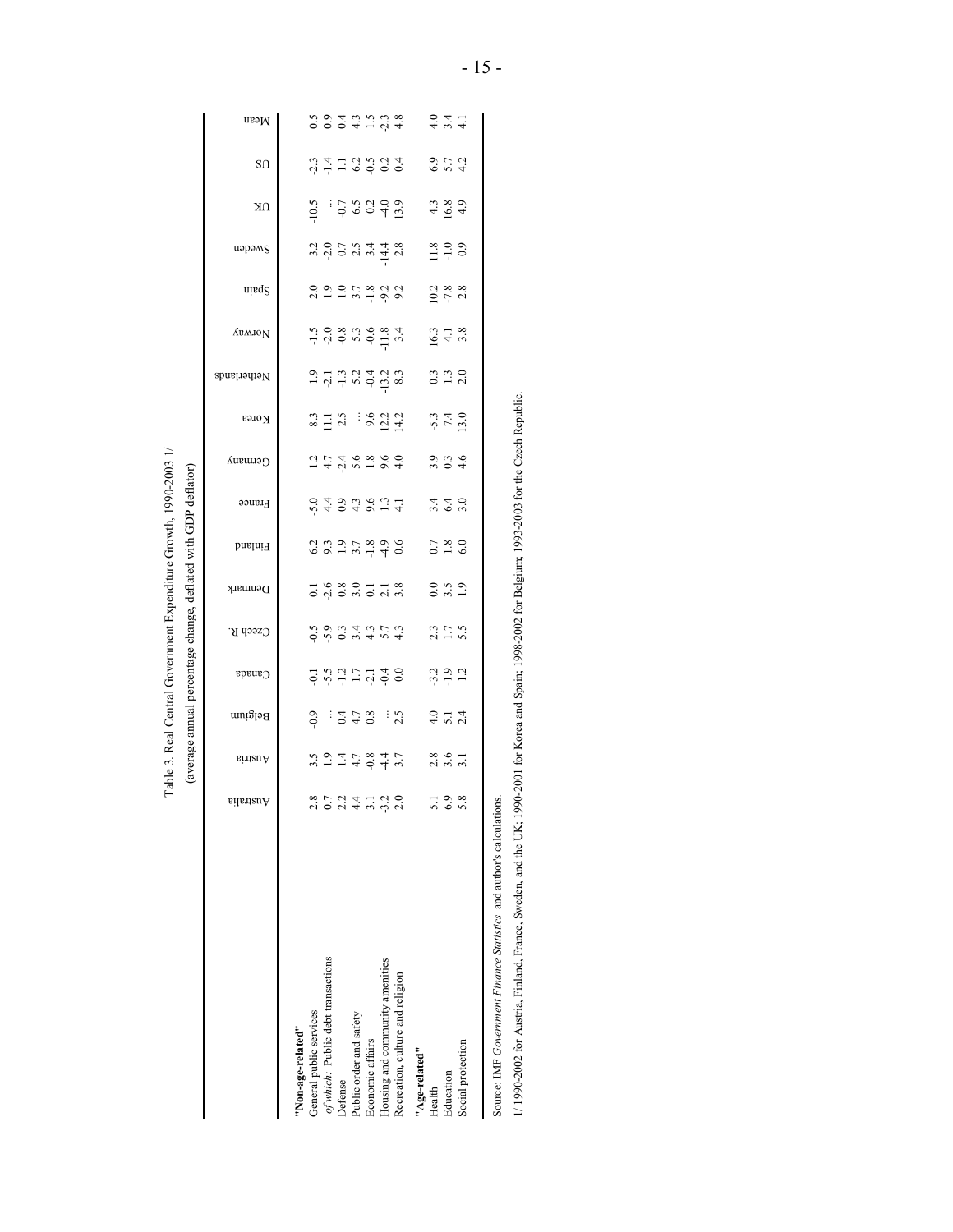Table 3. Real Central Government Expenditure Growth, 1990-2003 1/

(average annual percentage change, deflated with GDP deflator)

| | Australia | Austria | Belgium | Canada | Czech R. | Denmark | Finland | France | Germany | Korea | Netherlands | Norway | Spain | Sweden | UK | US | Mean |
|---|---|---|---|---|---|---|---|---|---|---|---|---|---|---|---|---|---|
| **"Non-age-related"** | | | | | | | | | | | | | | | | | |
| General public services | 2.8 | 3.5 | -0.9 | -0.1 | -0.5 | 0.1 | 6.2 | -5.0 | 1.2 | 8.3 | 1.9 | -1.5 | 2.0 | 3.2 | -10.5 | -2.3 | 0.5 |
| *of which:* Public debt transactions | 0.7 | 1.9 | ... | -5.5 | -5.9 | -2.6 | 9.3 | 4.4 | 4.7 | 11.1 | -2.1 | -2.0 | 1.9 | -2.0 | ... | -1.4 | 0.9 |
| Defense | 2.2 | 1.4 | 0.4 | -1.2 | 0.3 | 0.8 | 1.9 | 0.9 | -2.4 | 2.5 | -1.3 | -0.8 | 1.0 | 0.7 | -0.7 | 1.1 | 0.4 |
| Public order and safety | 4.4 | 4.7 | 4.7 | 1.7 | 3.4 | 3.0 | 3.7 | 4.3 | 5.6 | ... | 5.2 | 5.3 | 3.7 | 2.5 | 6.5 | 6.2 | 4.3 |
| Economic affairs | 3.1 | -0.8 | 0.8 | -2.1 | 4.3 | 0.1 | -1.8 | 9.6 | 1.8 | 9.6 | -0.4 | -0.6 | -1.8 | 3.4 | 0.2 | -0.5 | 1.5 |
| Housing and community amenities | -3.2 | -4.4 | ... | -0.4 | 5.7 | 2.1 | -4.9 | 1.3 | 9.6 | 12.2 | -13.2 | -11.8 | -9.2 | -14.4 | -4.0 | 0.2 | -2.3 |
| Recreation, culture and religion | 2.0 | 3.7 | 2.5 | 0.0 | 4.3 | 3.8 | 0.6 | 4.1 | 4.0 | 14.2 | 8.3 | 3.4 | 9.2 | 2.8 | 13.9 | 0.4 | 4.8 |
| **"Age-related"** | | | | | | | | | | | | | | | | | |
| Health | 5.1 | 2.8 | 4.0 | -3.2 | 2.3 | 0.0 | 0.7 | 3.4 | 3.9 | -5.3 | 0.3 | 16.3 | 10.2 | 11.8 | 4.3 | 6.9 | 4.0 |
| Education | 6.9 | 3.6 | 5.1 | -1.9 | 1.7 | 3.5 | 1.8 | 6.4 | 0.3 | 7.4 | 1.3 | 4.1 | -7.8 | -1.0 | 16.8 | 5.7 | 3.4 |
| Social protection | 5.8 | 3.1 | 2.4 | 1.2 | 5.5 | 1.9 | 6.0 | 3.0 | 4.6 | 13.0 | 2.0 | 3.8 | 2.8 | 0.9 | 4.9 | 4.2 | 4.1 |

Source: IMF *Government Finance Statistics* and author's calculations.

1/ 1990-2002 for Austria, Finland, France, Sweden, and the UK; 1990-2001 for Korea and Spain; 1998-2002 for Belgium; 1993-2003 for the Czech Republic.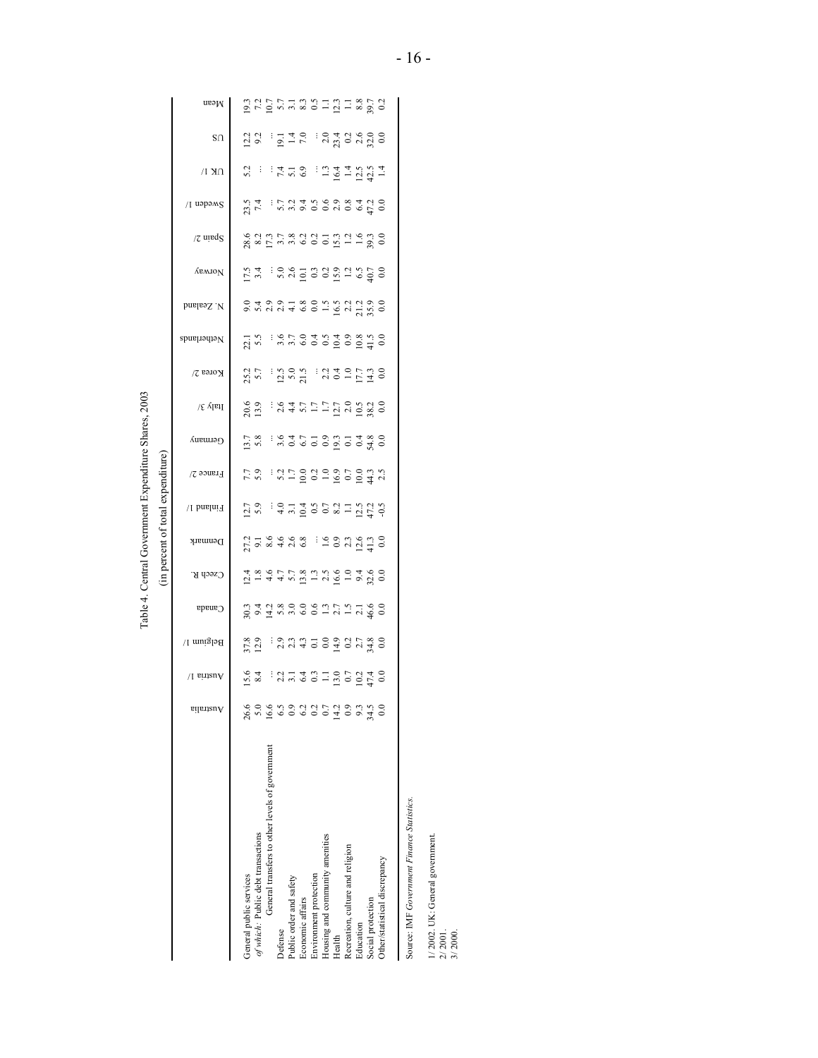Table 4. Central Government Expenditure Shares, 2003

(in percent of total expenditure)

| | Australia | Austria 1/ | Belgium 1/ | Canada | Czech R. | Denmark | Finland 1/ | France 2/ | Germany | Italy 3/ | Korea 2/ | Netherlands | N. Zealand | Norway | Spain 2/ | Sweden 1/ | UK 1/ | US | Mean |
|---|---|---|---|---|---|---|---|---|---|---|---|---|---|---|---|---|---|---|---|
| General public services | 26.6 | 15.6 | 37.8 | 30.3 | 12.4 | 27.2 | 12.7 | 7.7 | 13.7 | 20.6 | 25.2 | 22.1 | 9.0 | 17.5 | 28.6 | 23.5 | 5.2 | 12.2 | 19.3 |
| *of which:* Public debt transactions | 5.0 | 8.4 | 12.9 | 9.4 | 1.8 | 9.1 | 5.9 | 5.9 | 5.8 | 13.9 | 5.7 | 5.5 | 5.4 | 3.4 | 8.2 | 7.4 | ... | 9.2 | 7.2 |
| General transfers to other levels of government | 16.6 | ... | ... | 14.2 | 4.6 | 8.6 | ... | ... | ... | ... | ... | ... | 2.9 | ... | 17.3 | ... | ... | ... | 10.7 |
| Defense | 6.5 | 2.2 | 2.9 | 5.8 | 4.7 | 4.6 | 4.0 | 5.2 | 3.6 | 2.6 | 12.5 | 3.6 | 2.9 | 5.0 | 3.7 | 5.7 | 7.4 | 19.1 | 5.7 |
| Public order and safety | 0.9 | 3.1 | 2.3 | 3.0 | 5.7 | 2.6 | 3.1 | 1.7 | 0.4 | 4.4 | 5.0 | 3.7 | 4.1 | 2.6 | 3.8 | 3.2 | 5.1 | 1.4 | 3.1 |
| Economic affairs | 6.2 | 6.4 | 4.3 | 6.0 | 13.8 | 6.8 | 10.4 | 10.0 | 6.7 | 5.7 | 21.5 | 6.0 | 6.8 | 10.1 | 6.2 | 9.4 | 6.9 | 7.0 | 8.3 |
| Environment protection | 0.2 | 0.3 | 0.1 | 0.6 | 1.3 | ... | 0.5 | 0.2 | 0.1 | 1.7 | ... | 0.4 | 0.0 | 0.3 | 0.2 | 0.5 | ... | ... | 0.5 |
| Housing and community amenities | 0.7 | 1.1 | 0.0 | 1.3 | 2.5 | 1.6 | 0.7 | 1.0 | 0.9 | 1.7 | 2.2 | 0.5 | 1.5 | 0.2 | 0.1 | 0.6 | 1.3 | 2.0 | 1.1 |
| Health | 14.2 | 13.0 | 14.9 | 2.7 | 16.6 | 0.9 | 8.2 | 16.9 | 19.3 | 12.7 | 0.4 | 10.4 | 16.5 | 15.9 | 15.3 | 2.9 | 16.4 | 23.4 | 12.3 |
| Recreation, culture and religion | 0.9 | 0.7 | 0.2 | 1.5 | 1.0 | 2.3 | 1.1 | 0.7 | 0.1 | 2.0 | 1.0 | 0.9 | 2.2 | 1.2 | 1.2 | 0.8 | 1.4 | 0.2 | 1.1 |
| Education | 9.3 | 10.2 | 2.7 | 2.1 | 9.4 | 12.6 | 12.5 | 10.0 | 0.4 | 10.5 | 17.7 | 10.8 | 21.2 | 6.5 | 1.6 | 6.4 | 12.5 | 2.6 | 8.8 |
| Social protection | 34.5 | 47.4 | 34.8 | 46.6 | 32.6 | 41.3 | 47.2 | 44.3 | 54.8 | 38.2 | 14.3 | 41.5 | 35.9 | 40.7 | 39.3 | 47.2 | 42.5 | 32.0 | 39.7 |
| Other/statistical discrepancy | 0.0 | 0.0 | 0.0 | 0.0 | 0.0 | 0.0 | -0.5 | 2.5 | 0.0 | 0.0 | 0.0 | 0.0 | 0.0 | 0.0 | 0.0 | 0.0 | 1.4 | 0.0 | 0.2 |

Source: IMF *Government Finance Statistics*.

1/ 2002. UK: General government.
2/ 2001.
3/ 2000.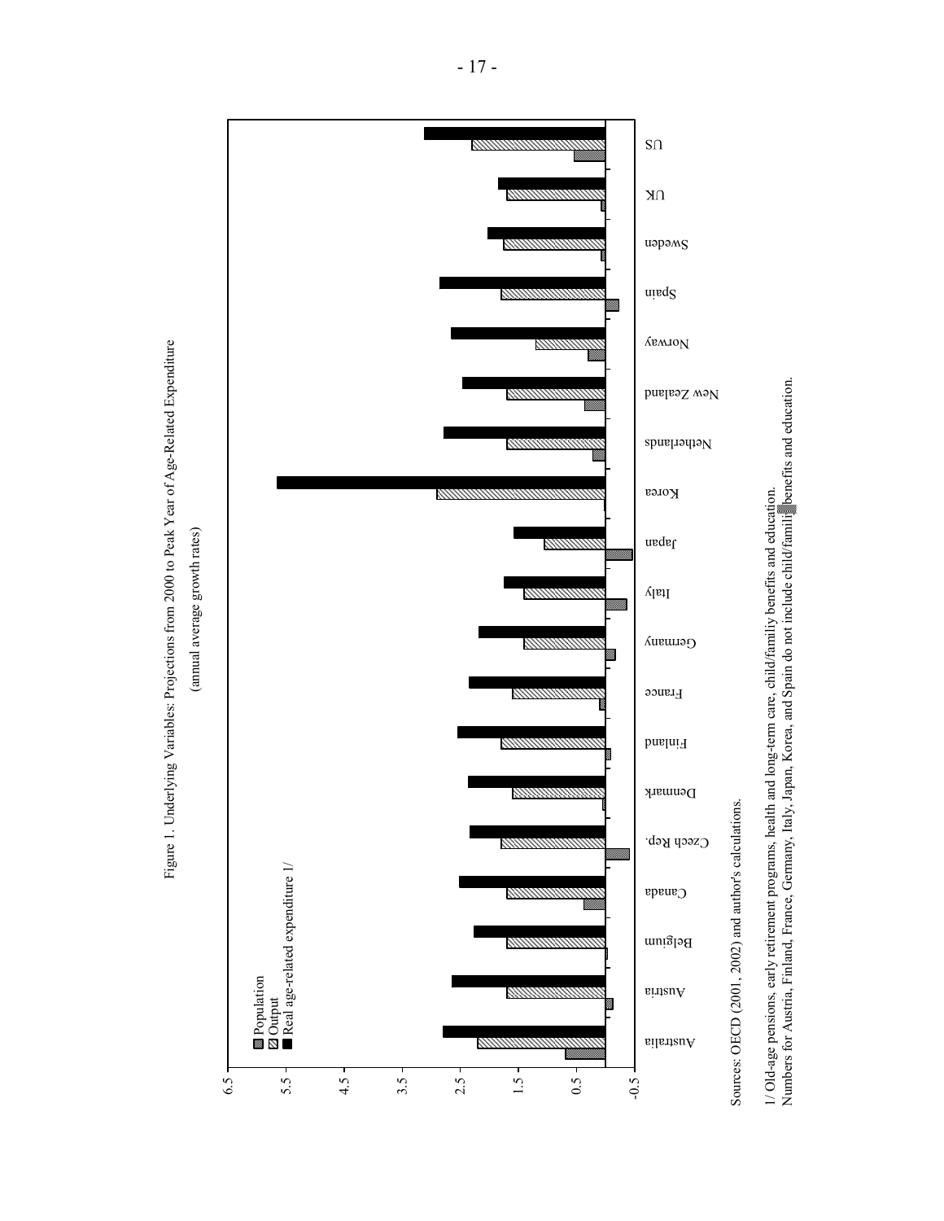Figure 1. Underlying Variables: Projections from 2000 to Peak Year of Age-Related Expenditure

(annual average growth rates)

Sources: OECD (2001, 2002) and author's calculations.

1/ Old-age pensions, early retirement programs, health and long-term care, child/family benefits and education. Numbers for Austria, Finland, France, Germany, Italy, Japan, Korea, and Spain do not include child/family benefits and education.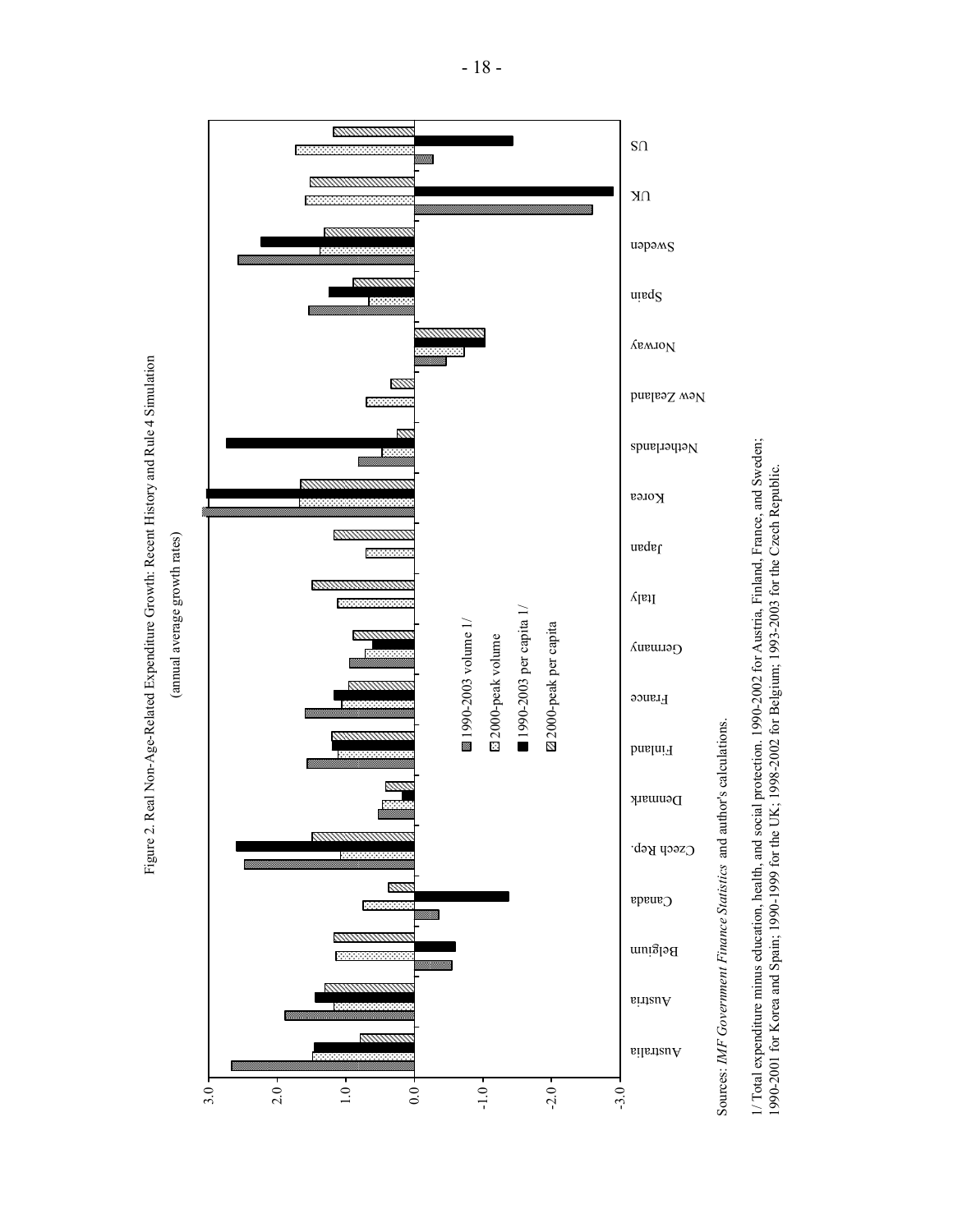Figure 2. Real Non-Age-Related Expenditure Growth: Recent History and Rule 4 Simulation

(annual average growth rates)

3.0
2.0
1.0
0.0
-1.0
-2.0
-3.0

Australia
Austria
Belgium
Canada
Czech Rep.
Denmark
Finland
France
Germany
Italy
Japan
Korea
Netherlands
New Zealand
Norway
Spain
Sweden
UK
US

1990-2003 volume 1/
2000-peak volume
1990-2003 per capita 1/
2000-peak per capita

Sources: *IMF Government Finance Statistics* and author's calculations.

1/ Total expenditure minus education, health, and social protection. 1990-2002 for Austria, Finland, France, and Sweden; 1990-2001 for Korea and Spain; 1990-1999 for the UK; 1998-2002 for Belgium; 1993-2003 for the Czech Republic.